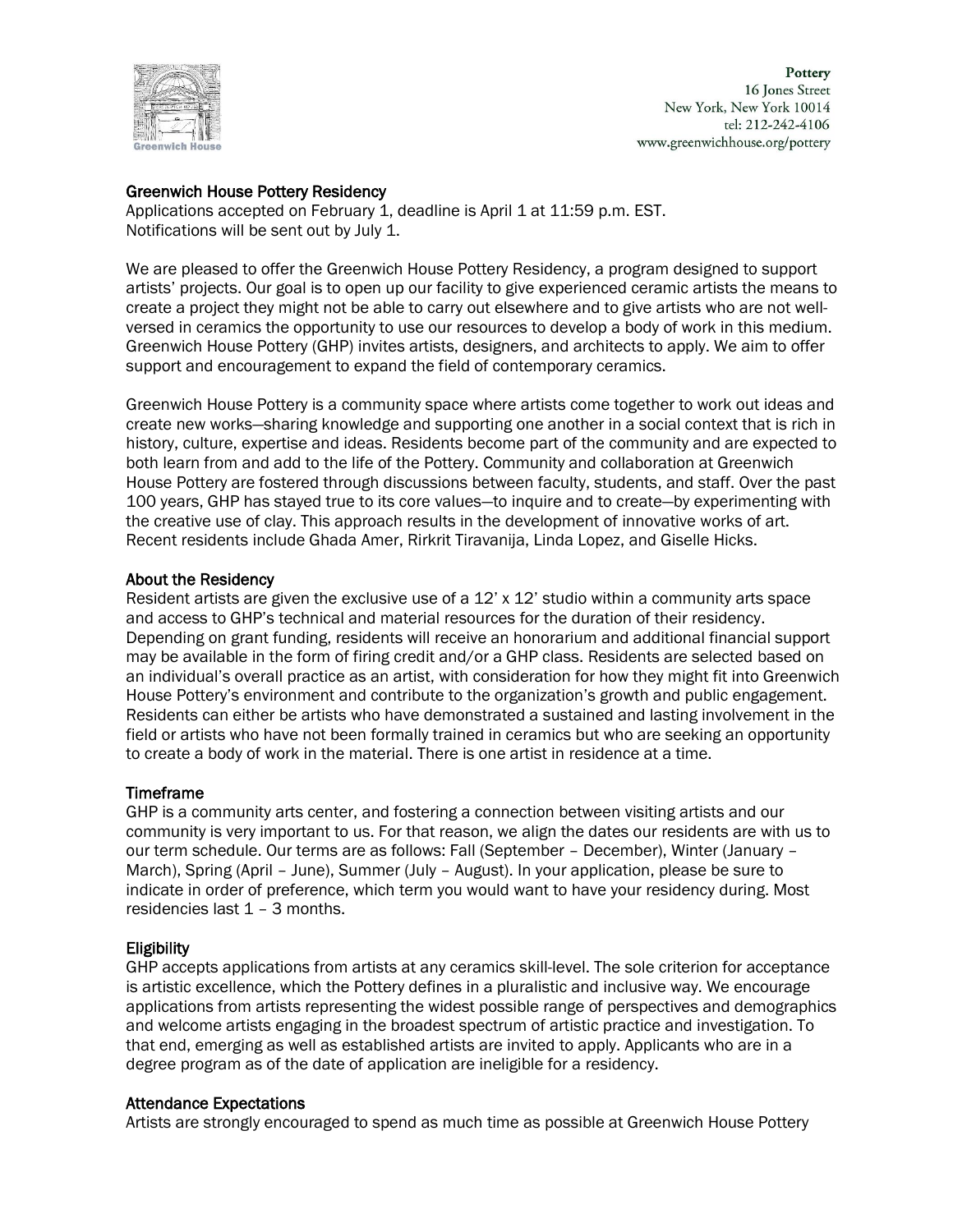Pottery
16 Jones Street
New York, New York 10014
tel: 212-242-4106
www.greenwichhouse.org/pottery

## Greenwich House Pottery Residency

Applications accepted on February 1, deadline is April 1 at 11:59 p.m. EST.
Notifications will be sent out by July 1.

We are pleased to offer the Greenwich House Pottery Residency, a program designed to support artists' projects. Our goal is to open up our facility to give experienced ceramic artists the means to create a project they might not be able to carry out elsewhere and to give artists who are not well-versed in ceramics the opportunity to use our resources to develop a body of work in this medium. Greenwich House Pottery (GHP) invites artists, designers, and architects to apply. We aim to offer support and encouragement to expand the field of contemporary ceramics.

Greenwich House Pottery is a community space where artists come together to work out ideas and create new works—sharing knowledge and supporting one another in a social context that is rich in history, culture, expertise and ideas. Residents become part of the community and are expected to both learn from and add to the life of the Pottery. Community and collaboration at Greenwich House Pottery are fostered through discussions between faculty, students, and staff. Over the past 100 years, GHP has stayed true to its core values—to inquire and to create—by experimenting with the creative use of clay. This approach results in the development of innovative works of art. Recent residents include Ghada Amer, Rirkrit Tiravanija, Linda Lopez, and Giselle Hicks.

### About the Residency

Resident artists are given the exclusive use of a 12' x 12' studio within a community arts space and access to GHP's technical and material resources for the duration of their residency. Depending on grant funding, residents will receive an honorarium and additional financial support may be available in the form of firing credit and/or a GHP class. Residents are selected based on an individual's overall practice as an artist, with consideration for how they might fit into Greenwich House Pottery's environment and contribute to the organization's growth and public engagement. Residents can either be artists who have demonstrated a sustained and lasting involvement in the field or artists who have not been formally trained in ceramics but who are seeking an opportunity to create a body of work in the material. There is one artist in residence at a time.

### Timeframe

GHP is a community arts center, and fostering a connection between visiting artists and our community is very important to us. For that reason, we align the dates our residents are with us to our term schedule. Our terms are as follows: Fall (September – December), Winter (January – March), Spring (April – June), Summer (July – August). In your application, please be sure to indicate in order of preference, which term you would want to have your residency during. Most residencies last 1 – 3 months.

### Eligibility

GHP accepts applications from artists at any ceramics skill-level. The sole criterion for acceptance is artistic excellence, which the Pottery defines in a pluralistic and inclusive way. We encourage applications from artists representing the widest possible range of perspectives and demographics and welcome artists engaging in the broadest spectrum of artistic practice and investigation. To that end, emerging as well as established artists are invited to apply. Applicants who are in a degree program as of the date of application are ineligible for a residency.

### Attendance Expectations

Artists are strongly encouraged to spend as much time as possible at Greenwich House Pottery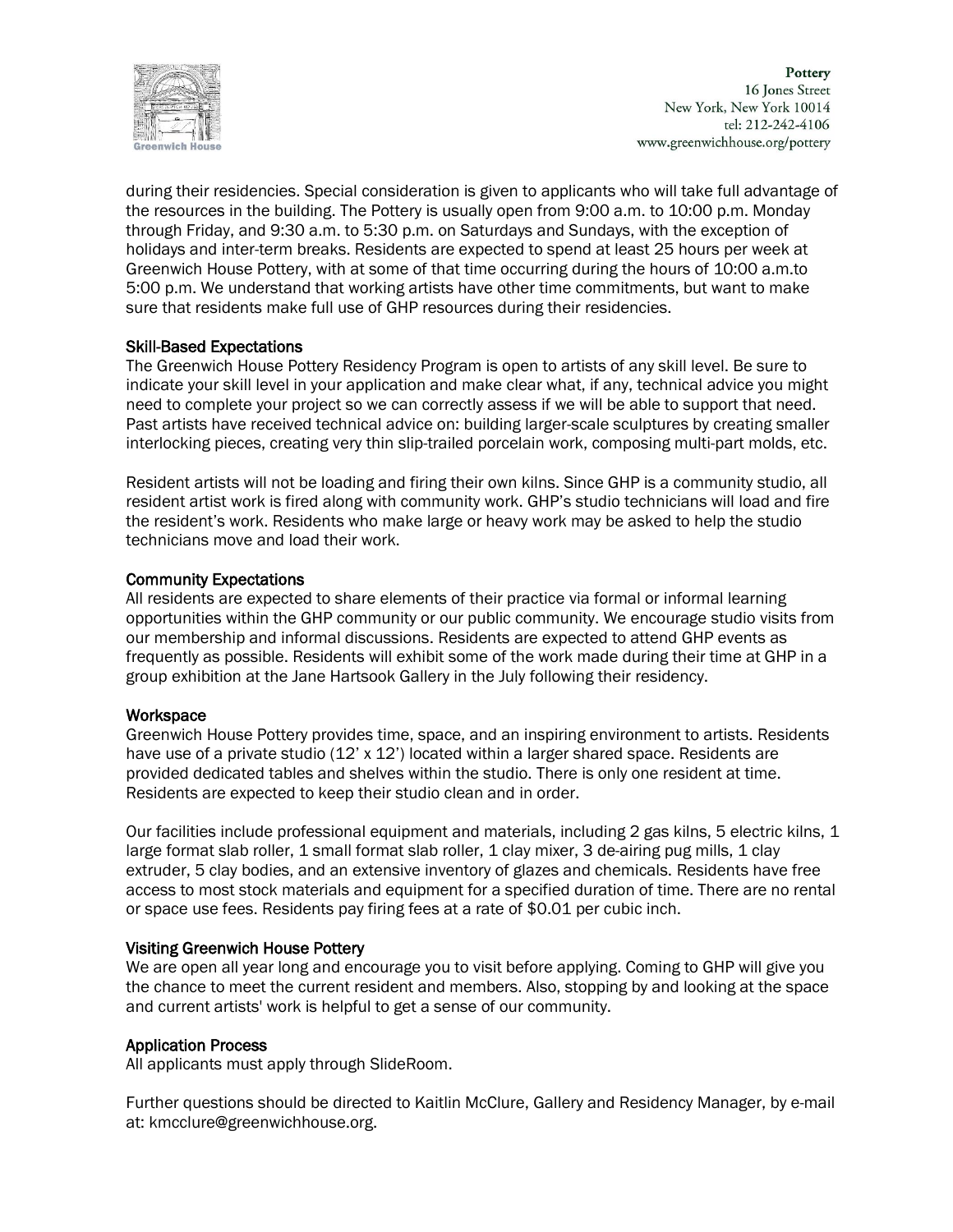during their residencies. Special consideration is given to applicants who will take full advantage of the resources in the building. The Pottery is usually open from 9:00 a.m. to 10:00 p.m. Monday through Friday, and 9:30 a.m. to 5:30 p.m. on Saturdays and Sundays, with the exception of holidays and inter-term breaks. Residents are expected to spend at least 25 hours per week at Greenwich House Pottery, with at some of that time occurring during the hours of 10:00 a.m.to 5:00 p.m. We understand that working artists have other time commitments, but want to make sure that residents make full use of GHP resources during their residencies.

### Skill-Based Expectations

The Greenwich House Pottery Residency Program is open to artists of any skill level. Be sure to indicate your skill level in your application and make clear what, if any, technical advice you might need to complete your project so we can correctly assess if we will be able to support that need. Past artists have received technical advice on: building larger-scale sculptures by creating smaller interlocking pieces, creating very thin slip-trailed porcelain work, composing multi-part molds, etc.

Resident artists will not be loading and firing their own kilns. Since GHP is a community studio, all resident artist work is fired along with community work. GHP's studio technicians will load and fire the resident's work. Residents who make large or heavy work may be asked to help the studio technicians move and load their work.

### Community Expectations

All residents are expected to share elements of their practice via formal or informal learning opportunities within the GHP community or our public community. We encourage studio visits from our membership and informal discussions. Residents are expected to attend GHP events as frequently as possible. Residents will exhibit some of the work made during their time at GHP in a group exhibition at the Jane Hartsook Gallery in the July following their residency.

### Workspace

Greenwich House Pottery provides time, space, and an inspiring environment to artists. Residents have use of a private studio (12' x 12') located within a larger shared space. Residents are provided dedicated tables and shelves within the studio. There is only one resident at time. Residents are expected to keep their studio clean and in order.

Our facilities include professional equipment and materials, including 2 gas kilns, 5 electric kilns, 1 large format slab roller, 1 small format slab roller, 1 clay mixer, 3 de-airing pug mills, 1 clay extruder, 5 clay bodies, and an extensive inventory of glazes and chemicals. Residents have free access to most stock materials and equipment for a specified duration of time. There are no rental or space use fees. Residents pay firing fees at a rate of $0.01 per cubic inch.

### Visiting Greenwich House Pottery

We are open all year long and encourage you to visit before applying. Coming to GHP will give you the chance to meet the current resident and members. Also, stopping by and looking at the space and current artists' work is helpful to get a sense of our community.

### Application Process

All applicants must apply through SlideRoom.

Further questions should be directed to Kaitlin McClure, Gallery and Residency Manager, by e-mail at: kmcclure@greenwichhouse.org.